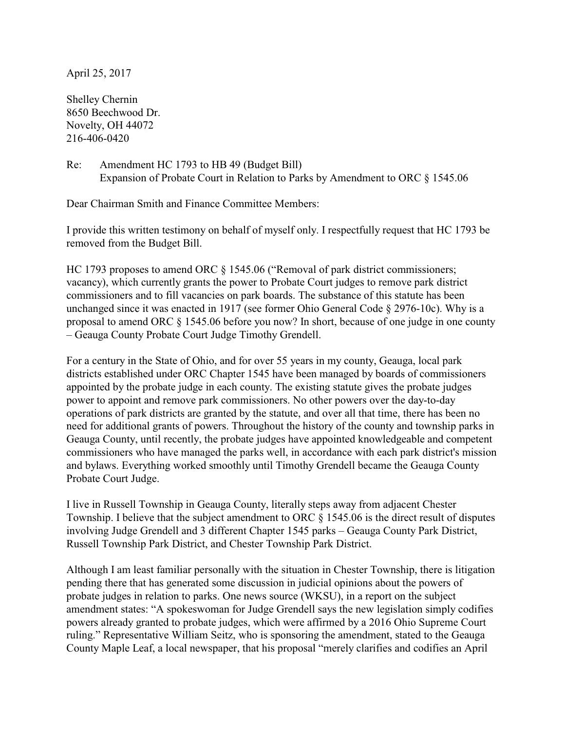April 25, 2017

Shelley Chernin
8650 Beechwood Dr.
Novelty, OH 44072
216-406-0420

Re: Amendment HC 1793 to HB 49 (Budget Bill)
Expansion of Probate Court in Relation to Parks by Amendment to ORC § 1545.06

Dear Chairman Smith and Finance Committee Members:

I provide this written testimony on behalf of myself only. I respectfully request that HC 1793 be removed from the Budget Bill.

HC 1793 proposes to amend ORC § 1545.06 ("Removal of park district commissioners; vacancy), which currently grants the power to Probate Court judges to remove park district commissioners and to fill vacancies on park boards. The substance of this statute has been unchanged since it was enacted in 1917 (see former Ohio General Code § 2976-10c). Why is a proposal to amend ORC § 1545.06 before you now? In short, because of one judge in one county – Geauga County Probate Court Judge Timothy Grendell.

For a century in the State of Ohio, and for over 55 years in my county, Geauga, local park districts established under ORC Chapter 1545 have been managed by boards of commissioners appointed by the probate judge in each county. The existing statute gives the probate judges power to appoint and remove park commissioners. No other powers over the day-to-day operations of park districts are granted by the statute, and over all that time, there has been no need for additional grants of powers. Throughout the history of the county and township parks in Geauga County, until recently, the probate judges have appointed knowledgeable and competent commissioners who have managed the parks well, in accordance with each park district's mission and bylaws. Everything worked smoothly until Timothy Grendell became the Geauga County Probate Court Judge.

I live in Russell Township in Geauga County, literally steps away from adjacent Chester Township. I believe that the subject amendment to ORC § 1545.06 is the direct result of disputes involving Judge Grendell and 3 different Chapter 1545 parks – Geauga County Park District, Russell Township Park District, and Chester Township Park District.

Although I am least familiar personally with the situation in Chester Township, there is litigation pending there that has generated some discussion in judicial opinions about the powers of probate judges in relation to parks. One news source (WKSU), in a report on the subject amendment states: "A spokeswoman for Judge Grendell says the new legislation simply codifies powers already granted to probate judges, which were affirmed by a 2016 Ohio Supreme Court ruling." Representative William Seitz, who is sponsoring the amendment, stated to the Geauga County Maple Leaf, a local newspaper, that his proposal "merely clarifies and codifies an April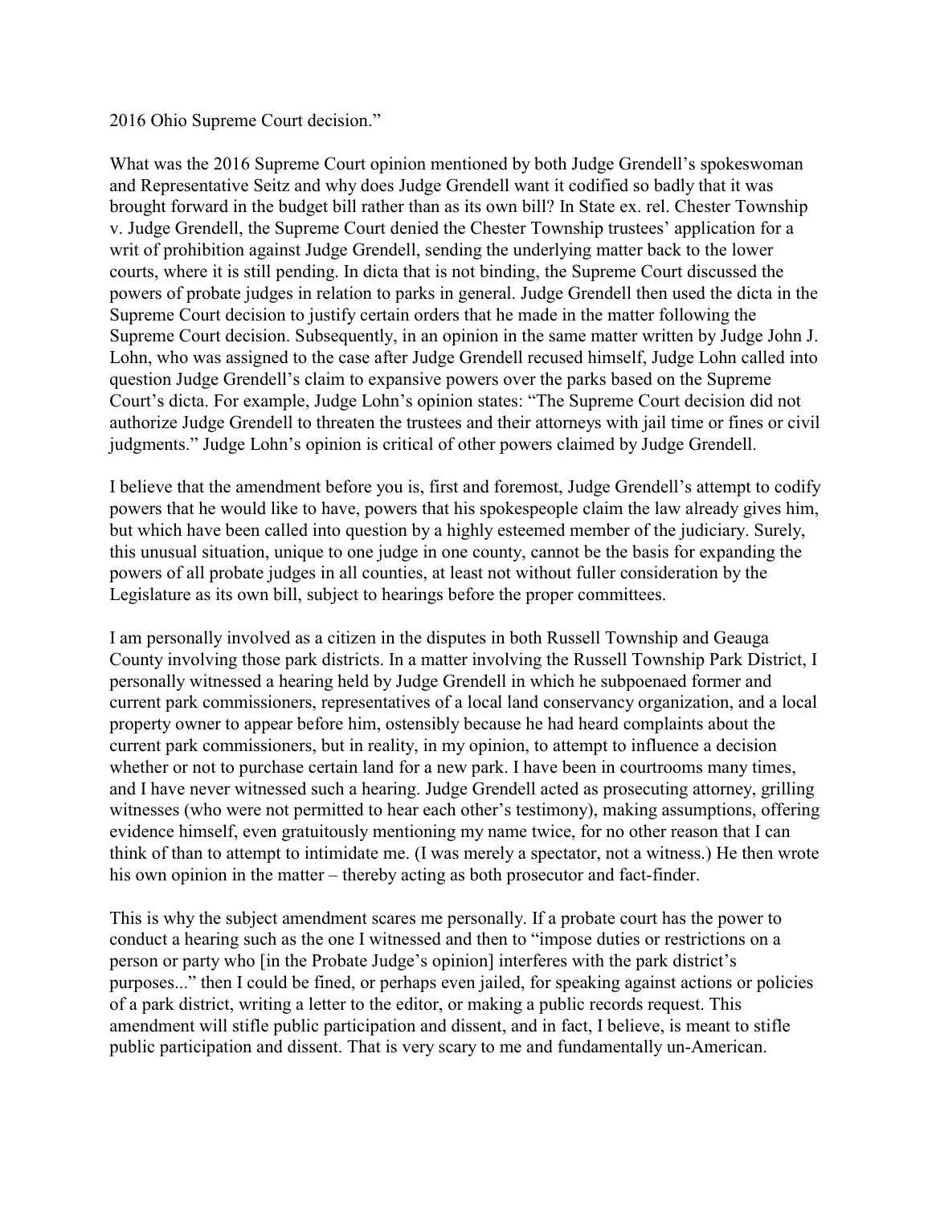2016 Ohio Supreme Court decision."

What was the 2016 Supreme Court opinion mentioned by both Judge Grendell's spokeswoman and Representative Seitz and why does Judge Grendell want it codified so badly that it was brought forward in the budget bill rather than as its own bill? In State ex. rel. Chester Township v. Judge Grendell, the Supreme Court denied the Chester Township trustees' application for a writ of prohibition against Judge Grendell, sending the underlying matter back to the lower courts, where it is still pending. In dicta that is not binding, the Supreme Court discussed the powers of probate judges in relation to parks in general. Judge Grendell then used the dicta in the Supreme Court decision to justify certain orders that he made in the matter following the Supreme Court decision. Subsequently, in an opinion in the same matter written by Judge John J. Lohn, who was assigned to the case after Judge Grendell recused himself, Judge Lohn called into question Judge Grendell's claim to expansive powers over the parks based on the Supreme Court's dicta. For example, Judge Lohn's opinion states: "The Supreme Court decision did not authorize Judge Grendell to threaten the trustees and their attorneys with jail time or fines or civil judgments." Judge Lohn's opinion is critical of other powers claimed by Judge Grendell.

I believe that the amendment before you is, first and foremost, Judge Grendell's attempt to codify powers that he would like to have, powers that his spokespeople claim the law already gives him, but which have been called into question by a highly esteemed member of the judiciary. Surely, this unusual situation, unique to one judge in one county, cannot be the basis for expanding the powers of all probate judges in all counties, at least not without fuller consideration by the Legislature as its own bill, subject to hearings before the proper committees.

I am personally involved as a citizen in the disputes in both Russell Township and Geauga County involving those park districts. In a matter involving the Russell Township Park District, I personally witnessed a hearing held by Judge Grendell in which he subpoenaed former and current park commissioners, representatives of a local land conservancy organization, and a local property owner to appear before him, ostensibly because he had heard complaints about the current park commissioners, but in reality, in my opinion, to attempt to influence a decision whether or not to purchase certain land for a new park. I have been in courtrooms many times, and I have never witnessed such a hearing. Judge Grendell acted as prosecuting attorney, grilling witnesses (who were not permitted to hear each other's testimony), making assumptions, offering evidence himself, even gratuitously mentioning my name twice, for no other reason that I can think of than to attempt to intimidate me. (I was merely a spectator, not a witness.) He then wrote his own opinion in the matter – thereby acting as both prosecutor and fact-finder.

This is why the subject amendment scares me personally. If a probate court has the power to conduct a hearing such as the one I witnessed and then to "impose duties or restrictions on a person or party who [in the Probate Judge's opinion] interferes with the park district's purposes..." then I could be fined, or perhaps even jailed, for speaking against actions or policies of a park district, writing a letter to the editor, or making a public records request. This amendment will stifle public participation and dissent, and in fact, I believe, is meant to stifle public participation and dissent. That is very scary to me and fundamentally un-American.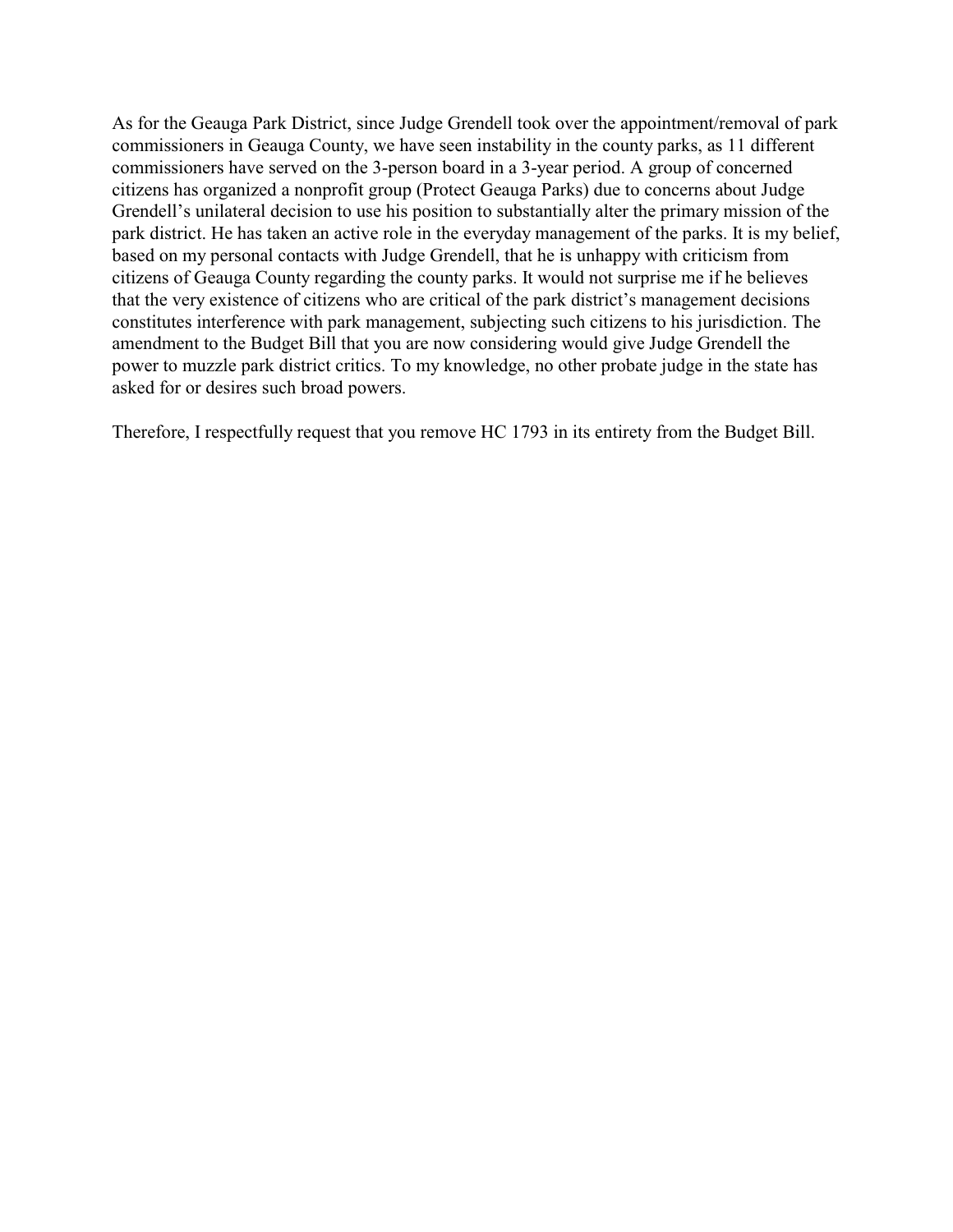As for the Geauga Park District, since Judge Grendell took over the appointment/removal of park commissioners in Geauga County, we have seen instability in the county parks, as 11 different commissioners have served on the 3-person board in a 3-year period. A group of concerned citizens has organized a nonprofit group (Protect Geauga Parks) due to concerns about Judge Grendell's unilateral decision to use his position to substantially alter the primary mission of the park district. He has taken an active role in the everyday management of the parks. It is my belief, based on my personal contacts with Judge Grendell, that he is unhappy with criticism from citizens of Geauga County regarding the county parks. It would not surprise me if he believes that the very existence of citizens who are critical of the park district's management decisions constitutes interference with park management, subjecting such citizens to his jurisdiction. The amendment to the Budget Bill that you are now considering would give Judge Grendell the power to muzzle park district critics. To my knowledge, no other probate judge in the state has asked for or desires such broad powers.

Therefore, I respectfully request that you remove HC 1793 in its entirety from the Budget Bill.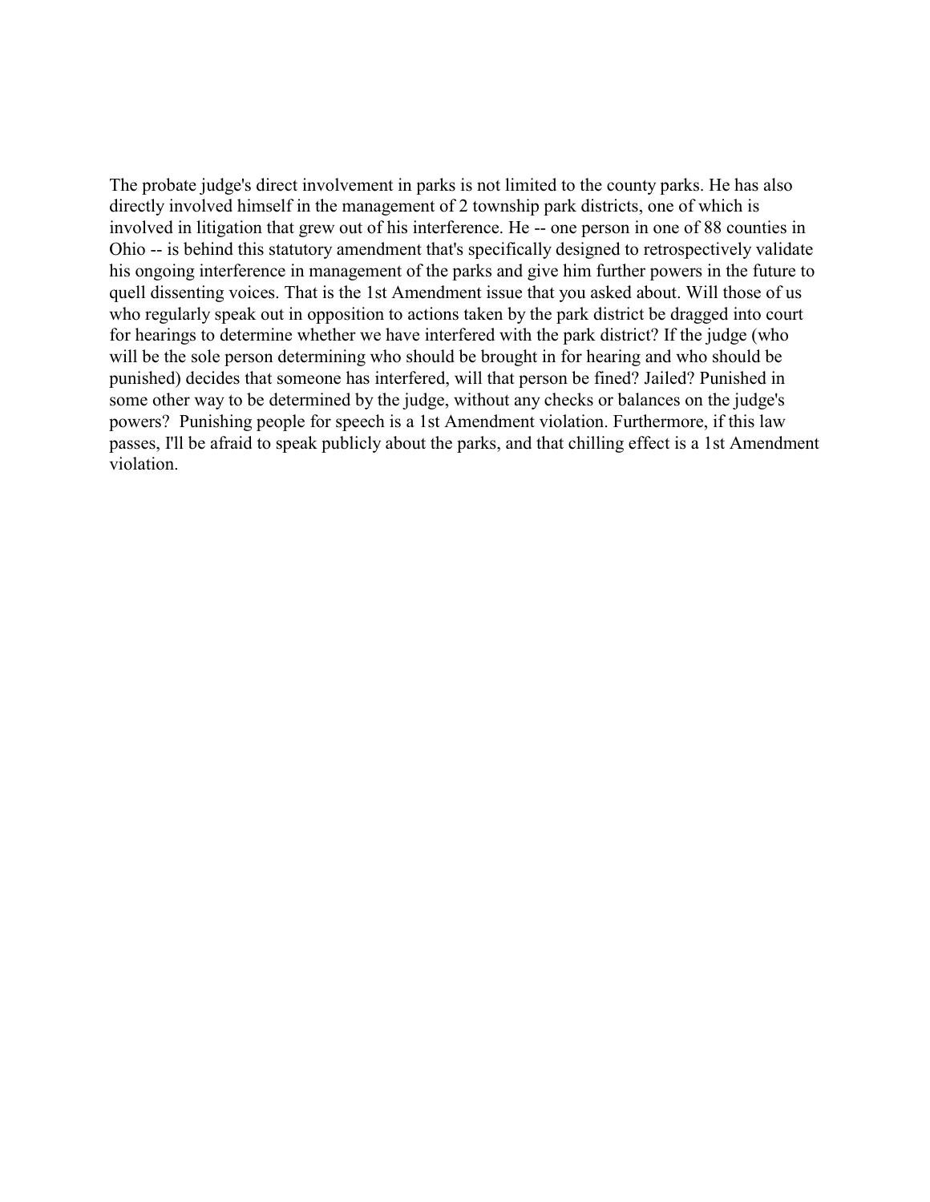The probate judge's direct involvement in parks is not limited to the county parks. He has also directly involved himself in the management of 2 township park districts, one of which is involved in litigation that grew out of his interference. He -- one person in one of 88 counties in Ohio -- is behind this statutory amendment that's specifically designed to retrospectively validate his ongoing interference in management of the parks and give him further powers in the future to quell dissenting voices. That is the 1st Amendment issue that you asked about. Will those of us who regularly speak out in opposition to actions taken by the park district be dragged into court for hearings to determine whether we have interfered with the park district? If the judge (who will be the sole person determining who should be brought in for hearing and who should be punished) decides that someone has interfered, will that person be fined? Jailed? Punished in some other way to be determined by the judge, without any checks or balances on the judge's powers? Punishing people for speech is a 1st Amendment violation. Furthermore, if this law passes, I'll be afraid to speak publicly about the parks, and that chilling effect is a 1st Amendment violation.